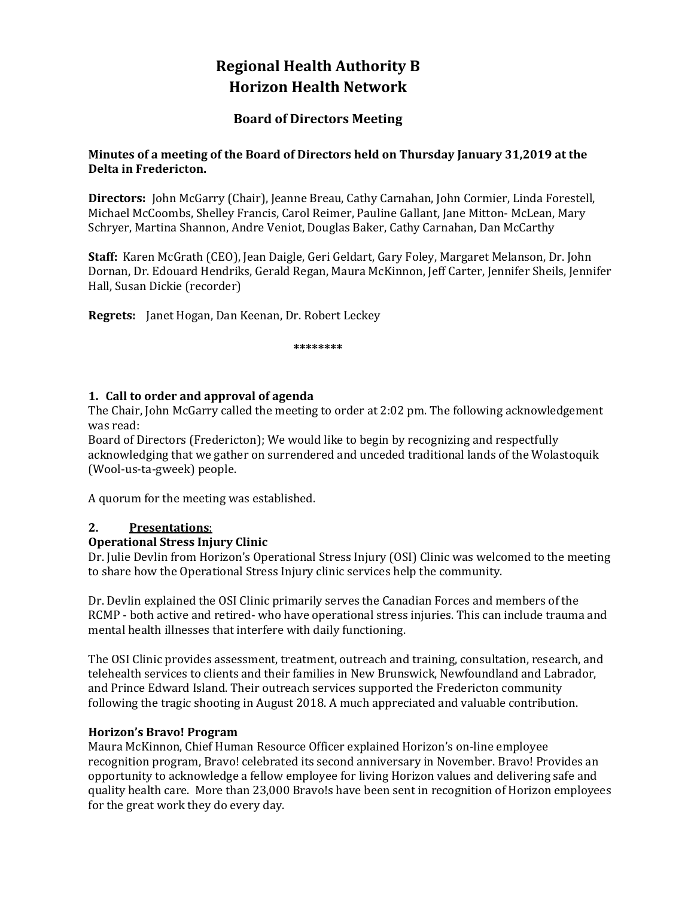# Regional Health Authority B
# Horizon Health Network

## Board of Directors Meeting

**Minutes of a meeting of the Board of Directors held on Thursday January 31,2019 at the Delta in Fredericton.**

**Directors:** John McGarry (Chair), Jeanne Breau, Cathy Carnahan, John Cormier, Linda Forestell, Michael McCoombs, Shelley Francis, Carol Reimer, Pauline Gallant, Jane Mitton- McLean, Mary Schryer, Martina Shannon, Andre Veniot, Douglas Baker, Cathy Carnahan, Dan McCarthy

**Staff:** Karen McGrath (CEO), Jean Daigle, Geri Geldart, Gary Foley, Margaret Melanson, Dr. John Dornan, Dr. Edouard Hendriks, Gerald Regan, Maura McKinnon, Jeff Carter, Jennifer Sheils, Jennifer Hall, Susan Dickie (recorder)

**Regrets:** Janet Hogan, Dan Keenan, Dr. Robert Leckey

********

### 1. Call to order and approval of agenda

The Chair, John McGarry called the meeting to order at 2:02 pm. The following acknowledgement was read:

Board of Directors (Fredericton); We would like to begin by recognizing and respectfully acknowledging that we gather on surrendered and unceded traditional lands of the Wolastoquik (Wool-us-ta-gweek) people.

A quorum for the meeting was established.

### 2. Presentations:

**Operational Stress Injury Clinic**

Dr. Julie Devlin from Horizon's Operational Stress Injury (OSI) Clinic was welcomed to the meeting to share how the Operational Stress Injury clinic services help the community.

Dr. Devlin explained the OSI Clinic primarily serves the Canadian Forces and members of the RCMP - both active and retired- who have operational stress injuries. This can include trauma and mental health illnesses that interfere with daily functioning.

The OSI Clinic provides assessment, treatment, outreach and training, consultation, research, and telehealth services to clients and their families in New Brunswick, Newfoundland and Labrador, and Prince Edward Island. Their outreach services supported the Fredericton community following the tragic shooting in August 2018. A much appreciated and valuable contribution.

**Horizon's Bravo! Program**

Maura McKinnon, Chief Human Resource Officer explained Horizon's on-line employee recognition program, Bravo! celebrated its second anniversary in November. Bravo! Provides an opportunity to acknowledge a fellow employee for living Horizon values and delivering safe and quality health care. More than 23,000 Bravo!s have been sent in recognition of Horizon employees for the great work they do every day.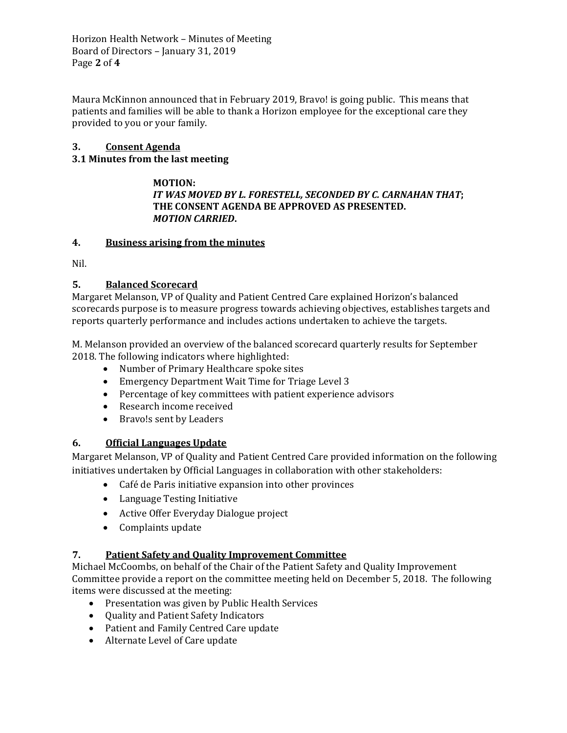Maura McKinnon announced that in February 2019, Bravo! is going public. This means that patients and families will be able to thank a Horizon employee for the exceptional care they provided to you or your family.

## 3. Consent Agenda

### 3.1 Minutes from the last meeting

> **MOTION:**
> ***IT WAS MOVED BY L. FORESTELL, SECONDED BY C. CARNAHAN THAT*;**
> **THE CONSENT AGENDA BE APPROVED AS PRESENTED.**
> ***MOTION CARRIED*.**

## 4. Business arising from the minutes

Nil.

## 5. Balanced Scorecard

Margaret Melanson, VP of Quality and Patient Centred Care explained Horizon's balanced scorecards purpose is to measure progress towards achieving objectives, establishes targets and reports quarterly performance and includes actions undertaken to achieve the targets.

M. Melanson provided an overview of the balanced scorecard quarterly results for September 2018. The following indicators where highlighted:

- Number of Primary Healthcare spoke sites
- Emergency Department Wait Time for Triage Level 3
- Percentage of key committees with patient experience advisors
- Research income received
- Bravo!s sent by Leaders

## 6. Official Languages Update

Margaret Melanson, VP of Quality and Patient Centred Care provided information on the following initiatives undertaken by Official Languages in collaboration with other stakeholders:

- Café de Paris initiative expansion into other provinces
- Language Testing Initiative
- Active Offer Everyday Dialogue project
- Complaints update

## 7. Patient Safety and Quality Improvement Committee

Michael McCoombs, on behalf of the Chair of the Patient Safety and Quality Improvement Committee provide a report on the committee meeting held on December 5, 2018. The following items were discussed at the meeting:

- Presentation was given by Public Health Services
- Quality and Patient Safety Indicators
- Patient and Family Centred Care update
- Alternate Level of Care update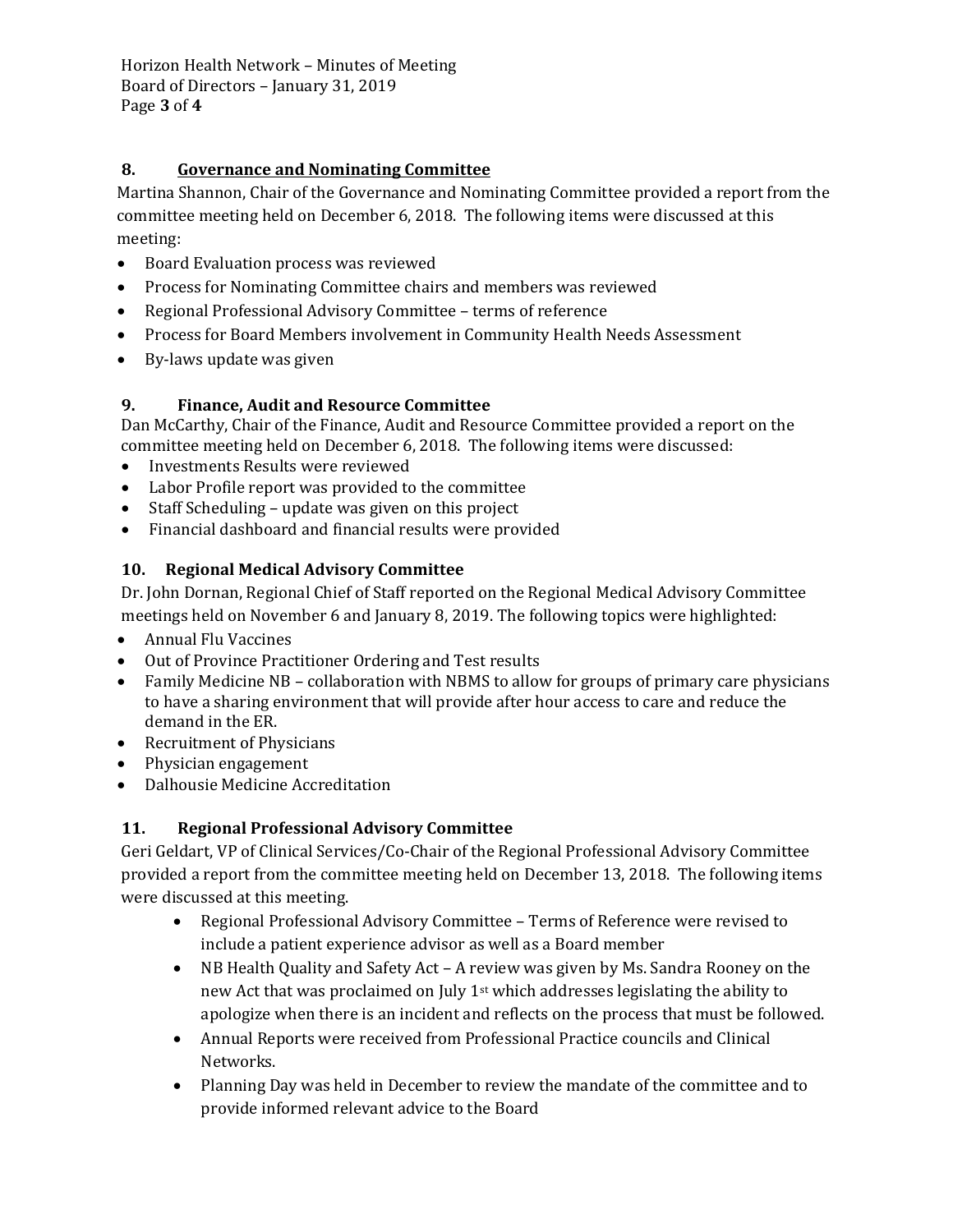## 8. Governance and Nominating Committee

Martina Shannon, Chair of the Governance and Nominating Committee provided a report from the committee meeting held on December 6, 2018. The following items were discussed at this meeting:

- Board Evaluation process was reviewed
- Process for Nominating Committee chairs and members was reviewed
- Regional Professional Advisory Committee – terms of reference
- Process for Board Members involvement in Community Health Needs Assessment
- By-laws update was given

## 9. Finance, Audit and Resource Committee

Dan McCarthy, Chair of the Finance, Audit and Resource Committee provided a report on the committee meeting held on December 6, 2018. The following items were discussed:

- Investments Results were reviewed
- Labor Profile report was provided to the committee
- Staff Scheduling – update was given on this project
- Financial dashboard and financial results were provided

## 10. Regional Medical Advisory Committee

Dr. John Dornan, Regional Chief of Staff reported on the Regional Medical Advisory Committee meetings held on November 6 and January 8, 2019. The following topics were highlighted:

- Annual Flu Vaccines
- Out of Province Practitioner Ordering and Test results
- Family Medicine NB – collaboration with NBMS to allow for groups of primary care physicians to have a sharing environment that will provide after hour access to care and reduce the demand in the ER.
- Recruitment of Physicians
- Physician engagement
- Dalhousie Medicine Accreditation

## 11. Regional Professional Advisory Committee

Geri Geldart, VP of Clinical Services/Co-Chair of the Regional Professional Advisory Committee provided a report from the committee meeting held on December 13, 2018. The following items were discussed at this meeting.

- Regional Professional Advisory Committee – Terms of Reference were revised to include a patient experience advisor as well as a Board member
- NB Health Quality and Safety Act – A review was given by Ms. Sandra Rooney on the new Act that was proclaimed on July 1st which addresses legislating the ability to apologize when there is an incident and reflects on the process that must be followed.
- Annual Reports were received from Professional Practice councils and Clinical Networks.
- Planning Day was held in December to review the mandate of the committee and to provide informed relevant advice to the Board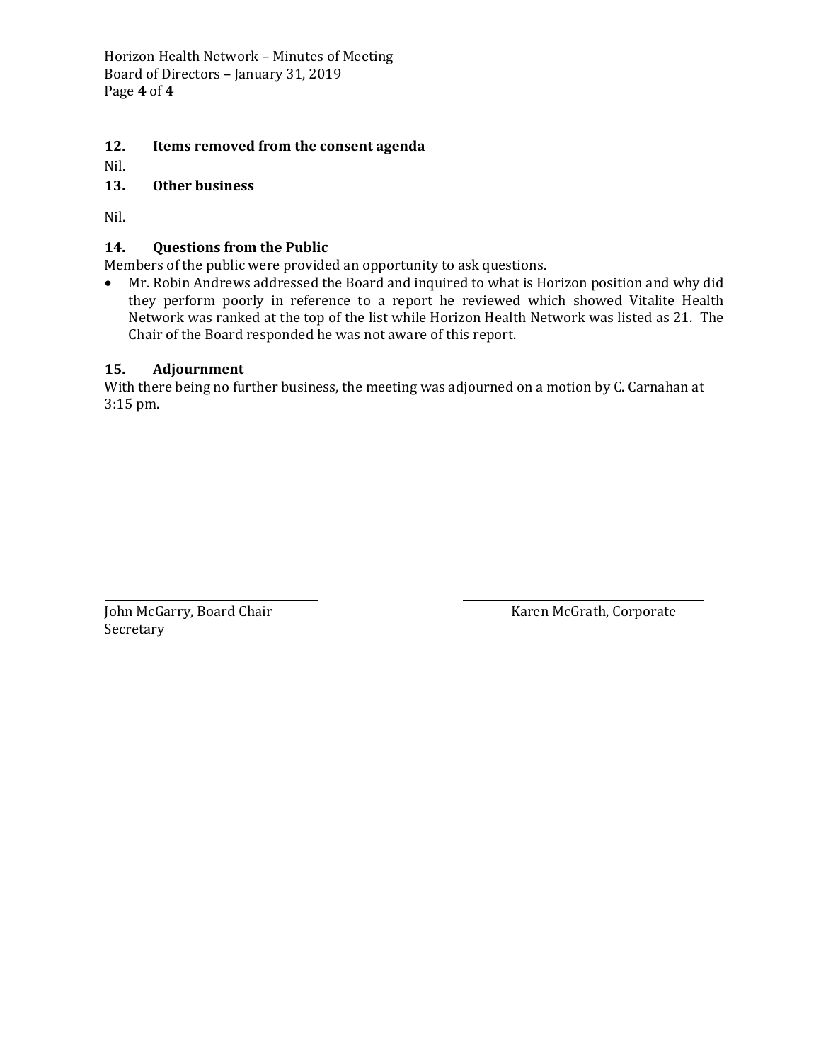## 12. Items removed from the consent agenda

Nil.

## 13. Other business

Nil.

## 14. Questions from the Public

Members of the public were provided an opportunity to ask questions.

- Mr. Robin Andrews addressed the Board and inquired to what is Horizon position and why did they perform poorly in reference to a report he reviewed which showed Vitalite Health Network was ranked at the top of the list while Horizon Health Network was listed as 21. The Chair of the Board responded he was not aware of this report.

## 15. Adjournment

With there being no further business, the meeting was adjourned on a motion by C. Carnahan at 3:15 pm.

John McGarry, Board Chair

Karen McGrath, Corporate Secretary